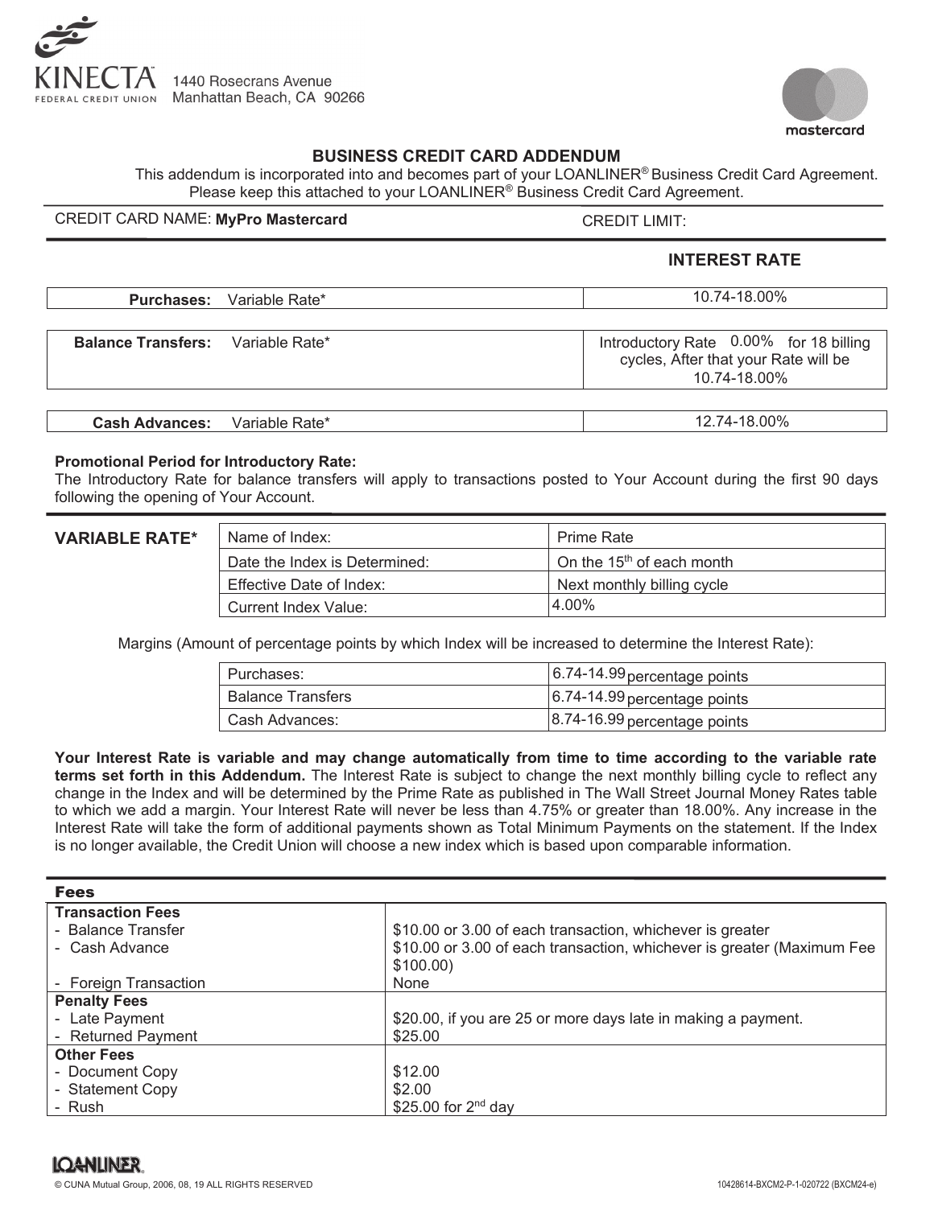KINECTA FEDERAL CREDIT UNION
1440 Rosecrans Avenue
Manhattan Beach, CA 90266

mastercard

## BUSINESS CREDIT CARD ADDENDUM

This addendum is incorporated into and becomes part of your LOANLINER® Business Credit Card Agreement. Please keep this attached to your LOANLINER® Business Credit Card Agreement.

CREDIT CARD NAME: **MyPro Mastercard** CREDIT LIMIT:

| | | **INTEREST RATE** |
|---|---|---|
| **Purchases:** | Variable Rate* | 10.74-18.00% |
| **Balance Transfers:** | Variable Rate* | Introductory Rate 0.00% for 18 billing cycles, After that your Rate will be 10.74-18.00% |
| **Cash Advances:** | Variable Rate* | 12.74-18.00% |

**Promotional Period for Introductory Rate:**
The Introductory Rate for balance transfers will apply to transactions posted to Your Account during the first 90 days following the opening of Your Account.

**VARIABLE RATE***

| | |
|---|---|
| Name of Index: | Prime Rate |
| Date the Index is Determined: | On the 15th of each month |
| Effective Date of Index: | Next monthly billing cycle |
| Current Index Value: | 4.00% |

Margins (Amount of percentage points by which Index will be increased to determine the Interest Rate):

| | |
|---|---|
| Purchases: | 6.74-14.99 percentage points |
| Balance Transfers | 6.74-14.99 percentage points |
| Cash Advances: | 8.74-16.99 percentage points |

**Your Interest Rate is variable and may change automatically from time to time according to the variable rate terms set forth in this Addendum.** The Interest Rate is subject to change the next monthly billing cycle to reflect any change in the Index and will be determined by the Prime Rate as published in The Wall Street Journal Money Rates table to which we add a margin. Your Interest Rate will never be less than 4.75% or greater than 18.00%. Any increase in the Interest Rate will take the form of additional payments shown as Total Minimum Payments on the statement. If the Index is no longer available, the Credit Union will choose a new index which is based upon comparable information.

| **Fees** | |
|---|---|
| **Transaction Fees** | |
| - Balance Transfer | $10.00 or 3.00 of each transaction, whichever is greater |
| - Cash Advance | $10.00 or 3.00 of each transaction, whichever is greater (Maximum Fee $100.00) |
| - Foreign Transaction | None |
| **Penalty Fees** | |
| - Late Payment | $20.00, if you are 25 or more days late in making a payment. |
| - Returned Payment | $25.00 |
| **Other Fees** | |
| - Document Copy | $12.00 |
| - Statement Copy | $2.00 |
| - Rush | $25.00 for 2nd day |

LOANLINER
© CUNA Mutual Group, 2006, 08, 19 ALL RIGHTS RESERVED 10428614-BXCM2-P-1-020722 (BXCM24-e)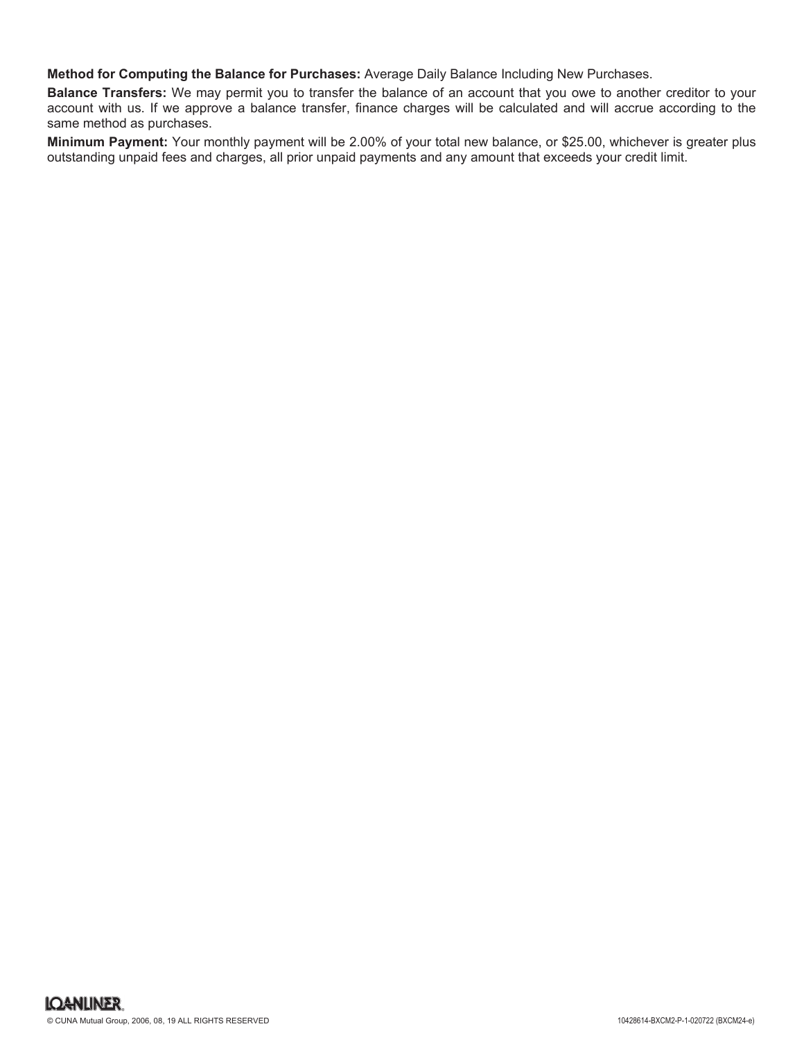**Method for Computing the Balance for Purchases:** Average Daily Balance Including New Purchases.

**Balance Transfers:** We may permit you to transfer the balance of an account that you owe to another creditor to your account with us. If we approve a balance transfer, finance charges will be calculated and will accrue according to the same method as purchases.

**Minimum Payment:** Your monthly payment will be 2.00% of your total new balance, or $25.00, whichever is greater plus outstanding unpaid fees and charges, all prior unpaid payments and any amount that exceeds your credit limit.

LOANLINER®

© CUNA Mutual Group, 2006, 08, 19 ALL RIGHTS RESERVED

10428614-BXCM2-P-1-020722 (BXCM24-e)